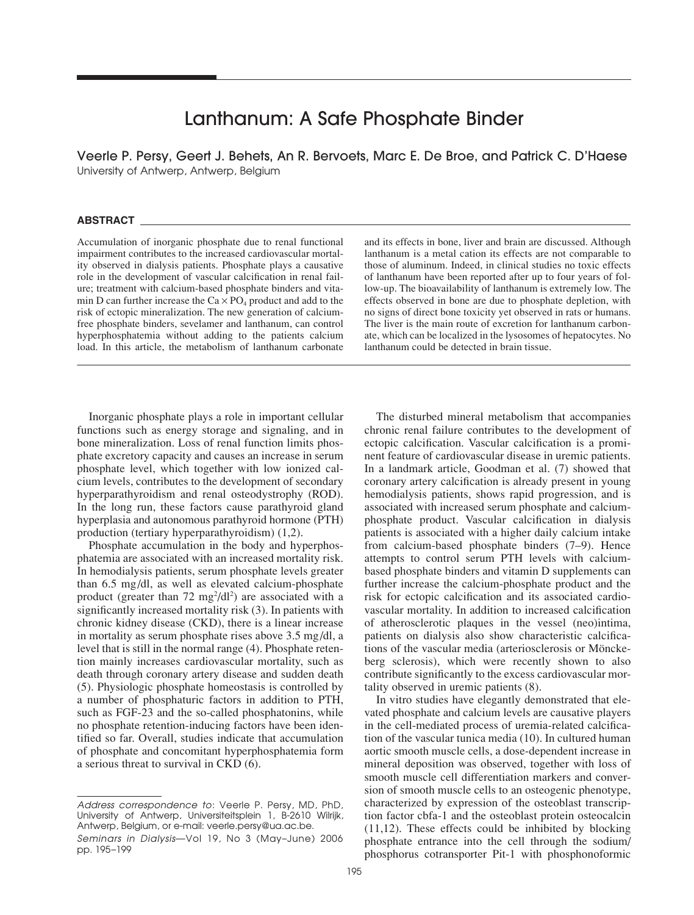# Lanthanum: A Safe Phosphate Binder

Veerle P. Persy, Geert J. Behets, An R. Bervoets, Marc E. De Broe, and Patrick C. D'Haese
University of Antwerp, Antwerp, Belgium

## ABSTRACT

Accumulation of inorganic phosphate due to renal functional impairment contributes to the increased cardiovascular mortality observed in dialysis patients. Phosphate plays a causative role in the development of vascular calcification in renal failure; treatment with calcium-based phosphate binders and vitamin D can further increase the $Ca \times PO_4$ product and add to the risk of ectopic mineralization. The new generation of calcium-free phosphate binders, sevelamer and lanthanum, can control hyperphosphatemia without adding to the patients calcium load. In this article, the metabolism of lanthanum carbonate and its effects in bone, liver and brain are discussed. Although lanthanum is a metal cation its effects are not comparable to those of aluminum. Indeed, in clinical studies no toxic effects of lanthanum have been reported after up to four years of follow-up. The bioavailability of lanthanum is extremely low. The effects observed in bone are due to phosphate depletion, with no signs of direct bone toxicity yet observed in rats or humans. The liver is the main route of excretion for lanthanum carbonate, which can be localized in the lysosomes of hepatocytes. No lanthanum could be detected in brain tissue.

---

Inorganic phosphate plays a role in important cellular functions such as energy storage and signaling, and in bone mineralization. Loss of renal function limits phosphate excretory capacity and causes an increase in serum phosphate level, which together with low ionized calcium levels, contributes to the development of secondary hyperparathyroidism and renal osteodystrophy (ROD). In the long run, these factors cause parathyroid gland hyperplasia and autonomous parathyroid hormone (PTH) production (tertiary hyperparathyroidism) (1,2).

Phosphate accumulation in the body and hyperphosphatemia are associated with an increased mortality risk. In hemodialysis patients, serum phosphate levels greater than 6.5 mg/dl, as well as elevated calcium-phosphate product (greater than 72 $mg^2/dl^2$) are associated with a significantly increased mortality risk (3). In patients with chronic kidney disease (CKD), there is a linear increase in mortality as serum phosphate rises above 3.5 mg/dl, a level that is still in the normal range (4). Phosphate retention mainly increases cardiovascular mortality, such as death through coronary artery disease and sudden death (5). Physiologic phosphate homeostasis is controlled by a number of phosphaturic factors in addition to PTH, such as FGF-23 and the so-called phosphatonins, while no phosphate retention-inducing factors have been identified so far. Overall, studies indicate that accumulation of phosphate and concomitant hyperphosphatemia form a serious threat to survival in CKD (6).

The disturbed mineral metabolism that accompanies chronic renal failure contributes to the development of ectopic calcification. Vascular calcification is a prominent feature of cardiovascular disease in uremic patients. In a landmark article, Goodman et al. (7) showed that coronary artery calcification is already present in young hemodialysis patients, shows rapid progression, and is associated with increased serum phosphate and calcium-phosphate product. Vascular calcification in dialysis patients is associated with a higher daily calcium intake from calcium-based phosphate binders (7–9). Hence attempts to control serum PTH levels with calcium-based phosphate binders and vitamin D supplements can further increase the calcium-phosphate product and the risk for ectopic calcification and its associated cardiovascular mortality. In addition to increased calcification of atherosclerotic plaques in the vessel (neo)intima, patients on dialysis also show characteristic calcifications of the vascular media (arteriosclerosis or Mönckeberg sclerosis), which were recently shown to also contribute significantly to the excess cardiovascular mortality observed in uremic patients (8).

In vitro studies have elegantly demonstrated that elevated phosphate and calcium levels are causative players in the cell-mediated process of uremia-related calcification of the vascular tunica media (10). In cultured human aortic smooth muscle cells, a dose-dependent increase in mineral deposition was observed, together with loss of smooth muscle cell differentiation markers and conversion of smooth muscle cells to an osteogenic phenotype, characterized by expression of the osteoblast transcription factor cbfa-1 and the osteoblast protein osteocalcin (11,12). These effects could be inhibited by blocking phosphate entrance into the cell through the sodium/phosphorus cotransporter Pit-1 with phosphonoformic

---

*Address correspondence to*: Veerle P. Persy, MD, PhD, University of Antwerp, Universiteitsplein 1, B-2610 Wilrijk, Antwerp, Belgium, or e-mail: veerle.persy@ua.ac.be.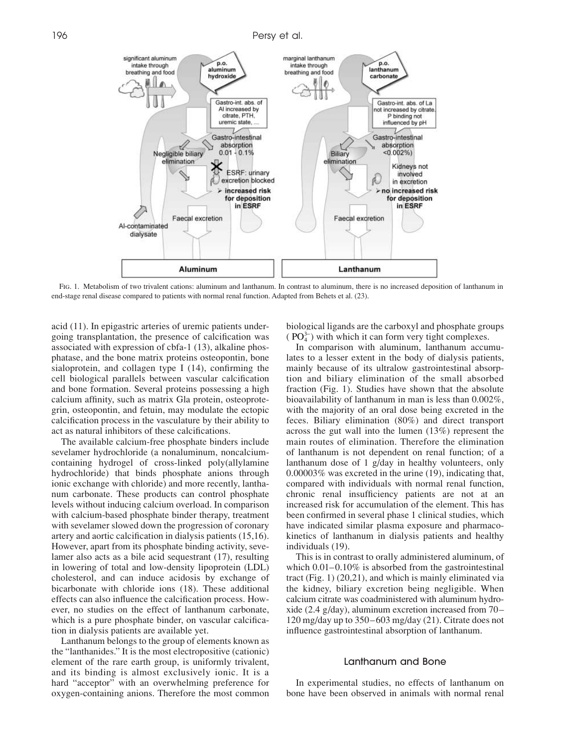FIG. 1. Metabolism of two trivalent cations: aluminum and lanthanum. In contrast to aluminum, there is no increased deposition of lanthanum in end-stage renal disease compared to patients with normal renal function. Adapted from Behets et al. (23).

acid (11). In epigastric arteries of uremic patients undergoing transplantation, the presence of calcification was associated with expression of cbfa-1 (13), alkaline phosphatase, and the bone matrix proteins osteopontin, bone sialoprotein, and collagen type I (14), confirming the cell biological parallels between vascular calcification and bone formation. Several proteins possessing a high calcium affinity, such as matrix Gla protein, osteoprotegrin, osteopontin, and fetuin, may modulate the ectopic calcification process in the vasculature by their ability to act as natural inhibitors of these calcifications.

The available calcium-free phosphate binders include sevelamer hydrochloride (a nonaluminum, noncalcium-containing hydrogel of cross-linked poly(allylamine hydrochloride) that binds phosphate anions through ionic exchange with chloride) and more recently, lanthanum carbonate. These products can control phosphate levels without inducing calcium overload. In comparison with calcium-based phosphate binder therapy, treatment with sevelamer slowed down the progression of coronary artery and aortic calcification in dialysis patients (15,16). However, apart from its phosphate binding activity, sevelamer also acts as a bile acid sequestrant (17), resulting in lowering of total and low-density lipoprotein (LDL) cholesterol, and can induce acidosis by exchange of bicarbonate with chloride ions (18). These additional effects can also influence the calcification process. However, no studies on the effect of lanthanum carbonate, which is a pure phosphate binder, on vascular calcification in dialysis patients are available yet.

Lanthanum belongs to the group of elements known as the "lanthanides." It is the most electropositive (cationic) element of the rare earth group, is uniformly trivalent, and its binding is almost exclusively ionic. It is a hard "acceptor" with an overwhelming preference for oxygen-containing anions. Therefore the most common biological ligands are the carboxyl and phosphate groups ($PO_4^{3-}$) with which it can form very tight complexes.

In comparison with aluminum, lanthanum accumulates to a lesser extent in the body of dialysis patients, mainly because of its ultralow gastrointestinal absorption and biliary elimination of the small absorbed fraction (Fig. 1). Studies have shown that the absolute bioavailability of lanthanum in man is less than 0.002%, with the majority of an oral dose being excreted in the feces. Biliary elimination (80%) and direct transport across the gut wall into the lumen (13%) represent the main routes of elimination. Therefore the elimination of lanthanum is not dependent on renal function; of a lanthanum dose of 1 g/day in healthy volunteers, only 0.00003% was excreted in the urine (19), indicating that, compared with individuals with normal renal function, chronic renal insufficiency patients are not at an increased risk for accumulation of the element. This has been confirmed in several phase 1 clinical studies, which have indicated similar plasma exposure and pharmacokinetics of lanthanum in dialysis patients and healthy individuals (19).

This is in contrast to orally administered aluminum, of which 0.01–0.10% is absorbed from the gastrointestinal tract (Fig. 1) (20,21), and which is mainly eliminated via the kidney, biliary excretion being negligible. When calcium citrate was coadministered with aluminum hydroxide (2.4 g/day), aluminum excretion increased from 70–120 mg/day up to 350–603 mg/day (21). Citrate does not influence gastrointestinal absorption of lanthanum.

## Lanthanum and Bone

In experimental studies, no effects of lanthanum on bone have been observed in animals with normal renal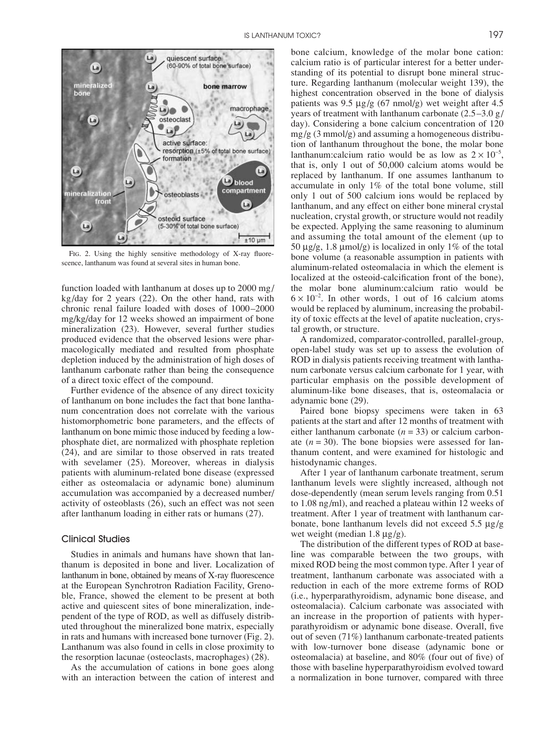FIG. 2. Using the highly sensitive methodology of X-ray fluorescence, lanthanum was found at several sites in human bone.

function loaded with lanthanum at doses up to 2000 mg/kg/day for 2 years (22). On the other hand, rats with chronic renal failure loaded with doses of 1000–2000 mg/kg/day for 12 weeks showed an impairment of bone mineralization (23). However, several further studies produced evidence that the observed lesions were pharmacologically mediated and resulted from phosphate depletion induced by the administration of high doses of lanthanum carbonate rather than being the consequence of a direct toxic effect of the compound.

Further evidence of the absence of any direct toxicity of lanthanum on bone includes the fact that bone lanthanum concentration does not correlate with the various histomorphometric bone parameters, and the effects of lanthanum on bone mimic those induced by feeding a low-phosphate diet, are normalized with phosphate repletion (24), and are similar to those observed in rats treated with sevelamer (25). Moreover, whereas in dialysis patients with aluminum-related bone disease (expressed either as osteomalacia or adynamic bone) aluminum accumulation was accompanied by a decreased number/activity of osteoblasts (26), such an effect was not seen after lanthanum loading in either rats or humans (27).

## Clinical Studies

Studies in animals and humans have shown that lanthanum is deposited in bone and liver. Localization of lanthanum in bone, obtained by means of X-ray fluorescence at the European Synchrotron Radiation Facility, Grenoble, France, showed the element to be present at both active and quiescent sites of bone mineralization, independent of the type of ROD, as well as diffusely distributed throughout the mineralized bone matrix, especially in rats and humans with increased bone turnover (Fig. 2). Lanthanum was also found in cells in close proximity to the resorption lacunae (osteoclasts, macrophages) (28).

As the accumulation of cations in bone goes along with an interaction between the cation of interest and bone calcium, knowledge of the molar bone cation: calcium ratio is of particular interest for a better understanding of its potential to disrupt bone mineral structure. Regarding lanthanum (molecular weight 139), the highest concentration observed in the bone of dialysis patients was 9.5 μg/g (67 nmol/g) wet weight after 4.5 years of treatment with lanthanum carbonate (2.5–3.0 g/day). Considering a bone calcium concentration of 120 mg/g (3 mmol/g) and assuming a homogeneous distribution of lanthanum throughout the bone, the molar bone lanthanum:calcium ratio would be as low as $2 \times 10^{-5}$, that is, only 1 out of 50,000 calcium atoms would be replaced by lanthanum. If one assumes lanthanum to accumulate in only 1% of the total bone volume, still only 1 out of 500 calcium ions would be replaced by lanthanum, and any effect on either bone mineral crystal nucleation, crystal growth, or structure would not readily be expected. Applying the same reasoning to aluminum and assuming the total amount of the element (up to 50 μg/g, 1.8 μmol/g) is localized in only 1% of the total bone volume (a reasonable assumption in patients with aluminum-related osteomalacia in which the element is localized at the osteoid-calcification front of the bone), the molar bone aluminum:calcium ratio would be $6 \times 10^{-2}$. In other words, 1 out of 16 calcium atoms would be replaced by aluminum, increasing the probability of toxic effects at the level of apatite nucleation, crystal growth, or structure.

A randomized, comparator-controlled, parallel-group, open-label study was set up to assess the evolution of ROD in dialysis patients receiving treatment with lanthanum carbonate versus calcium carbonate for 1 year, with particular emphasis on the possible development of aluminum-like bone diseases, that is, osteomalacia or adynamic bone (29).

Paired bone biopsy specimens were taken in 63 patients at the start and after 12 months of treatment with either lanthanum carbonate ($n = 33$) or calcium carbonate ($n = 30$). The bone biopsies were assessed for lanthanum content, and were examined for histologic and histodynamic changes.

After 1 year of lanthanum carbonate treatment, serum lanthanum levels were slightly increased, although not dose-dependently (mean serum levels ranging from 0.51 to 1.08 ng/ml), and reached a plateau within 12 weeks of treatment. After 1 year of treatment with lanthanum carbonate, bone lanthanum levels did not exceed 5.5 μg/g wet weight (median 1.8 μg/g).

The distribution of the different types of ROD at baseline was comparable between the two groups, with mixed ROD being the most common type. After 1 year of treatment, lanthanum carbonate was associated with a reduction in each of the more extreme forms of ROD (i.e., hyperparathyroidism, adynamic bone disease, and osteomalacia). Calcium carbonate was associated with an increase in the proportion of patients with hyperparathyroidism or adynamic bone disease. Overall, five out of seven (71%) lanthanum carbonate-treated patients with low-turnover bone disease (adynamic bone or osteomalacia) at baseline, and 80% (four out of five) of those with baseline hyperparathyroidism evolved toward a normalization in bone turnover, compared with three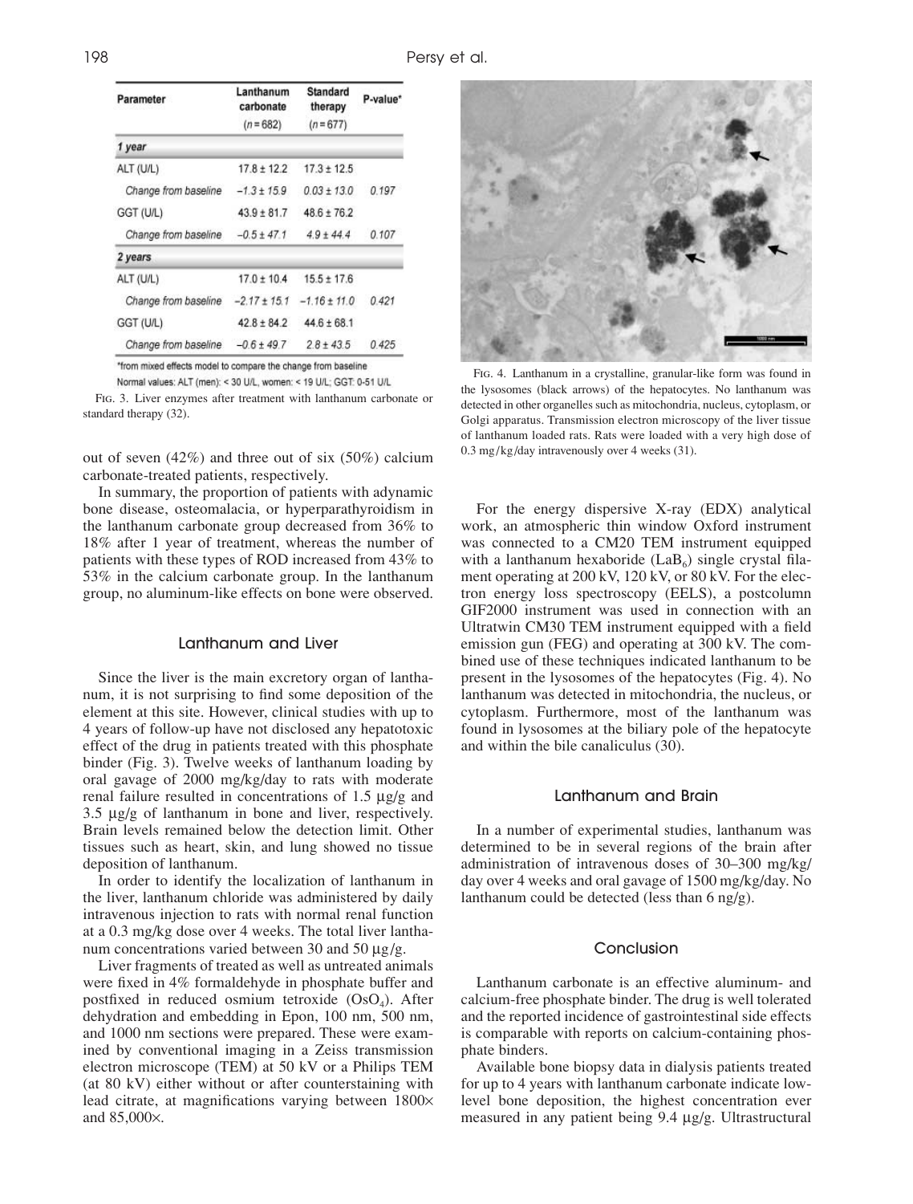| Parameter | Lanthanum carbonate (n = 682) | Standard therapy (n = 677) | P-value* |
|---|---|---|---|
| *1 year* | | | |
| ALT (U/L) | 17.8 ± 12.2 | 17.3 ± 12.5 | |
| *Change from baseline* | −1.3 ± 15.9 | 0.03 ± 13.0 | 0.197 |
| GGT (U/L) | 43.9 ± 81.7 | 48.6 ± 76.2 | |
| *Change from baseline* | −0.5 ± 47.1 | 4.9 ± 44.4 | 0.107 |
| *2 years* | | | |
| ALT (U/L) | 17.0 ± 10.4 | 15.5 ± 17.6 | |
| *Change from baseline* | −2.17 ± 15.1 | −1.16 ± 11.0 | 0.421 |
| GGT (U/L) | 42.8 ± 84.2 | 44.6 ± 68.1 | |
| *Change from baseline* | −0.6 ± 49.7 | 2.8 ± 43.5 | 0.425 |

*from mixed effects model to compare the change from baseline

Normal values: ALT (men): < 30 U/L, women: < 19 U/L; GGT: 0-51 U/L

FIG. 3. Liver enzymes after treatment with lanthanum carbonate or standard therapy (32).

out of seven (42%) and three out of six (50%) calcium carbonate-treated patients, respectively.

In summary, the proportion of patients with adynamic bone disease, osteomalacia, or hyperparathyroidism in the lanthanum carbonate group decreased from 36% to 18% after 1 year of treatment, whereas the number of patients with these types of ROD increased from 43% to 53% in the calcium carbonate group. In the lanthanum group, no aluminum-like effects on bone were observed.

## Lanthanum and Liver

Since the liver is the main excretory organ of lanthanum, it is not surprising to find some deposition of the element at this site. However, clinical studies with up to 4 years of follow-up have not disclosed any hepatotoxic effect of the drug in patients treated with this phosphate binder (Fig. 3). Twelve weeks of lanthanum loading by oral gavage of 2000 mg/kg/day to rats with moderate renal failure resulted in concentrations of 1.5 μg/g and 3.5 μg/g of lanthanum in bone and liver, respectively. Brain levels remained below the detection limit. Other tissues such as heart, skin, and lung showed no tissue deposition of lanthanum.

In order to identify the localization of lanthanum in the liver, lanthanum chloride was administered by daily intravenous injection to rats with normal renal function at a 0.3 mg/kg dose over 4 weeks. The total liver lanthanum concentrations varied between 30 and 50 μg/g.

Liver fragments of treated as well as untreated animals were fixed in 4% formaldehyde in phosphate buffer and postfixed in reduced osmium tetroxide ($OsO_4$). After dehydration and embedding in Epon, 100 nm, 500 nm, and 1000 nm sections were prepared. These were examined by conventional imaging in a Zeiss transmission electron microscope (TEM) at 50 kV or a Philips TEM (at 80 kV) either without or after counterstaining with lead citrate, at magnifications varying between 1800× and 85,000×.

FIG. 4. Lanthanum in a crystalline, granular-like form was found in the lysosomes (black arrows) of the hepatocytes. No lanthanum was detected in other organelles such as mitochondria, nucleus, cytoplasm, or Golgi apparatus. Transmission electron microscopy of the liver tissue of lanthanum loaded rats. Rats were loaded with a very high dose of 0.3 mg/kg/day intravenously over 4 weeks (31).

For the energy dispersive X-ray (EDX) analytical work, an atmospheric thin window Oxford instrument was connected to a CM20 TEM instrument equipped with a lanthanum hexaboride ($LaB_6$) single crystal filament operating at 200 kV, 120 kV, or 80 kV. For the electron energy loss spectroscopy (EELS), a postcolumn GIF2000 instrument was used in connection with an Ultratwin CM30 TEM instrument equipped with a field emission gun (FEG) and operating at 300 kV. The combined use of these techniques indicated lanthanum to be present in the lysosomes of the hepatocytes (Fig. 4). No lanthanum was detected in mitochondria, the nucleus, or cytoplasm. Furthermore, most of the lanthanum was found in lysosomes at the biliary pole of the hepatocyte and within the bile canaliculus (30).

## Lanthanum and Brain

In a number of experimental studies, lanthanum was determined to be in several regions of the brain after administration of intravenous doses of 30–300 mg/kg/day over 4 weeks and oral gavage of 1500 mg/kg/day. No lanthanum could be detected (less than 6 ng/g).

## Conclusion

Lanthanum carbonate is an effective aluminum- and calcium-free phosphate binder. The drug is well tolerated and the reported incidence of gastrointestinal side effects is comparable with reports on calcium-containing phosphate binders.

Available bone biopsy data in dialysis patients treated for up to 4 years with lanthanum carbonate indicate low-level bone deposition, the highest concentration ever measured in any patient being 9.4 μg/g. Ultrastructural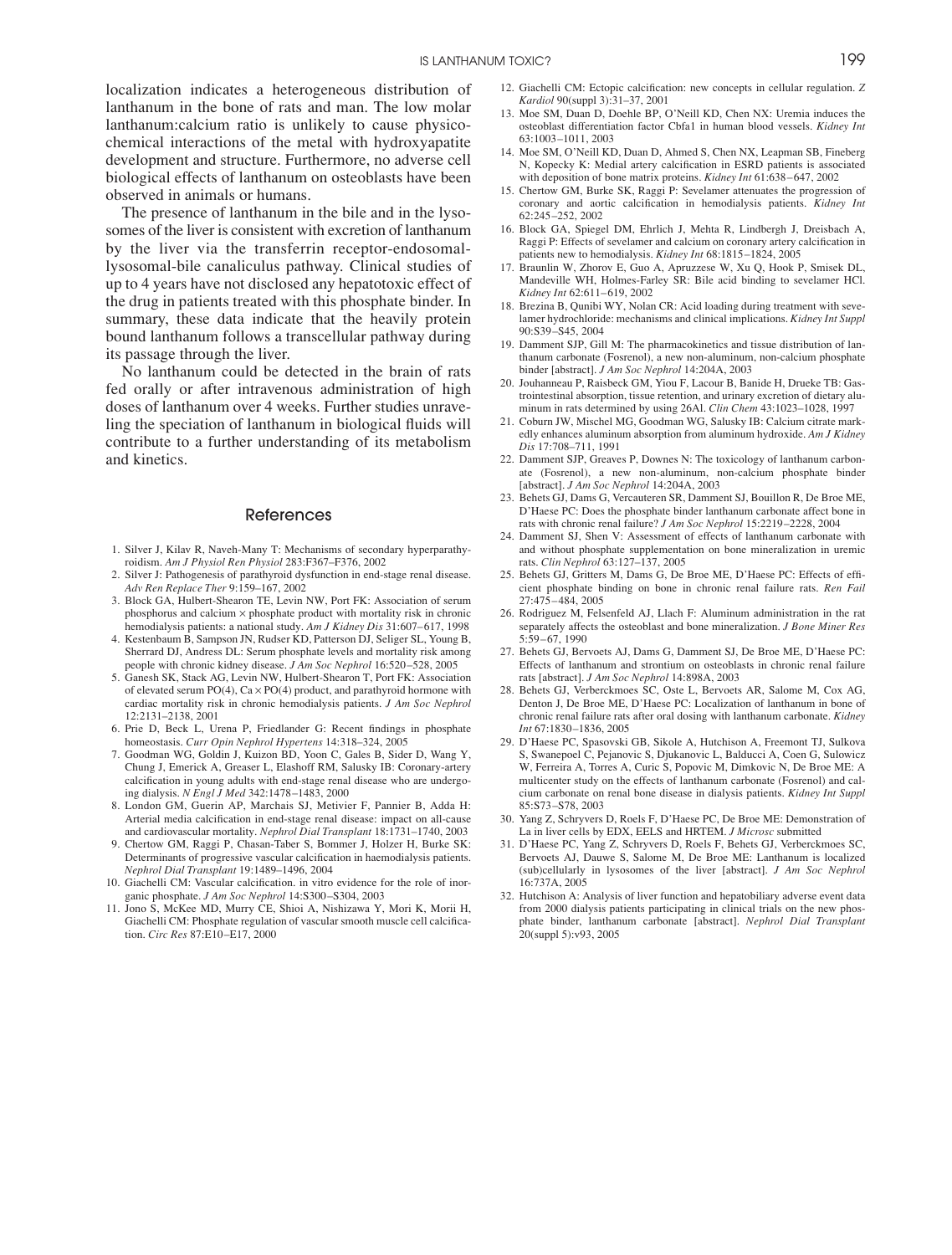localization indicates a heterogeneous distribution of lanthanum in the bone of rats and man. The low molar lanthanum:calcium ratio is unlikely to cause physicochemical interactions of the metal with hydroxyapatite development and structure. Furthermore, no adverse cell biological effects of lanthanum on osteoblasts have been observed in animals or humans.

The presence of lanthanum in the bile and in the lysosomes of the liver is consistent with excretion of lanthanum by the liver via the transferrin receptor-endosomal-lysosomal-bile canaliculus pathway. Clinical studies of up to 4 years have not disclosed any hepatotoxic effect of the drug in patients treated with this phosphate binder. In summary, these data indicate that the heavily protein bound lanthanum follows a transcellular pathway during its passage through the liver.

No lanthanum could be detected in the brain of rats fed orally or after intravenous administration of high doses of lanthanum over 4 weeks. Further studies unraveling the speciation of lanthanum in biological fluids will contribute to a further understanding of its metabolism and kinetics.

## References

1. Silver J, Kilav R, Naveh-Many T: Mechanisms of secondary hyperparathyroidism. *Am J Physiol Ren Physiol* 283:F367–F376, 2002
2. Silver J: Pathogenesis of parathyroid dysfunction in end-stage renal disease. *Adv Ren Replace Ther* 9:159–167, 2002
3. Block GA, Hulbert-Shearon TE, Levin NW, Port FK: Association of serum phosphorus and calcium × phosphate product with mortality risk in chronic hemodialysis patients: a national study. *Am J Kidney Dis* 31:607–617, 1998
4. Kestenbaum B, Sampson JN, Rudser KD, Patterson DJ, Seliger SL, Young B, Sherrard DJ, Andress DL: Serum phosphate levels and mortality risk among people with chronic kidney disease. *J Am Soc Nephrol* 16:520–528, 2005
5. Ganesh SK, Stack AG, Levin NW, Hulbert-Shearon T, Port FK: Association of elevated serum PO(4), Ca × PO(4) product, and parathyroid hormone with cardiac mortality risk in chronic hemodialysis patients. *J Am Soc Nephrol* 12:2131–2138, 2001
6. Prie D, Beck L, Urena P, Friedlander G: Recent findings in phosphate homeostasis. *Curr Opin Nephrol Hypertens* 14:318–324, 2005
7. Goodman WG, Goldin J, Kuizon BD, Yoon C, Gales B, Sider D, Wang Y, Chung J, Emerick A, Greaser L, Elashoff RM, Salusky IB: Coronary-artery calcification in young adults with end-stage renal disease who are undergoing dialysis. *N Engl J Med* 342:1478–1483, 2000
8. London GM, Guerin AP, Marchais SJ, Metivier F, Pannier B, Adda H: Arterial media calcification in end-stage renal disease: impact on all-cause and cardiovascular mortality. *Nephrol Dial Transplant* 18:1731–1740, 2003
9. Chertow GM, Raggi P, Chasan-Taber S, Bommer J, Holzer H, Burke SK: Determinants of progressive vascular calcification in haemodialysis patients. *Nephrol Dial Transplant* 19:1489–1496, 2004
10. Giachelli CM: Vascular calcification. in vitro evidence for the role of inorganic phosphate. *J Am Soc Nephrol* 14:S300–S304, 2003
11. Jono S, McKee MD, Murry CE, Shioi A, Nishizawa Y, Mori K, Morii H, Giachelli CM: Phosphate regulation of vascular smooth muscle cell calcification. *Circ Res* 87:E10–E17, 2000
12. Giachelli CM: Ectopic calcification: new concepts in cellular regulation. *Z Kardiol* 90(suppl 3):31–37, 2001
13. Moe SM, Duan D, Doehle BP, O'Neill KD, Chen NX: Uremia induces the osteoblast differentiation factor Cbfa1 in human blood vessels. *Kidney Int* 63:1003–1011, 2003
14. Moe SM, O'Neill KD, Duan D, Ahmed S, Chen NX, Leapman SB, Fineberg N, Kopecky K: Medial artery calcification in ESRD patients is associated with deposition of bone matrix proteins. *Kidney Int* 61:638–647, 2002
15. Chertow GM, Burke SK, Raggi P: Sevelamer attenuates the progression of coronary and aortic calcification in hemodialysis patients. *Kidney Int* 62:245–252, 2002
16. Block GA, Spiegel DM, Ehrlich J, Mehta R, Lindbergh J, Dreisbach A, Raggi P: Effects of sevelamer and calcium on coronary artery calcification in patients new to hemodialysis. *Kidney Int* 68:1815–1824, 2005
17. Braunlin W, Zhorov E, Guo A, Apruzzese W, Xu Q, Hook P, Smisek DL, Mandeville WH, Holmes-Farley SR: Bile acid binding to sevelamer HCl. *Kidney Int* 62:611–619, 2002
18. Brezina B, Qunibi WY, Nolan CR: Acid loading during treatment with sevelamer hydrochloride: mechanisms and clinical implications. *Kidney Int Suppl* 90:S39–S45, 2004
19. Damment SJP, Gill M: The pharmacokinetics and tissue distribution of lanthanum carbonate (Fosrenol), a new non-aluminum, non-calcium phosphate binder [abstract]. *J Am Soc Nephrol* 14:204A, 2003
20. Jouhanneau P, Raisbeck GM, Yiou F, Lacour B, Banide H, Drueke TB: Gastrointestinal absorption, tissue retention, and urinary excretion of dietary aluminum in rats determined by using 26Al. *Clin Chem* 43:1023–1028, 1997
21. Coburn JW, Mischel MG, Goodman WG, Salusky IB: Calcium citrate markedly enhances aluminum absorption from aluminum hydroxide. *Am J Kidney Dis* 17:708–711, 1991
22. Damment SJP, Greaves P, Downes N: The toxicology of lanthanum carbonate (Fosrenol), a new non-aluminum, non-calcium phosphate binder [abstract]. *J Am Soc Nephrol* 14:204A, 2003
23. Behets GJ, Dams G, Vercauteren SR, Damment SJ, Bouillon R, De Broe ME, D'Haese PC: Does the phosphate binder lanthanum carbonate affect bone in rats with chronic renal failure? *J Am Soc Nephrol* 15:2219–2228, 2004
24. Damment SJ, Shen V: Assessment of effects of lanthanum carbonate with and without phosphate supplementation on bone mineralization in uremic rats. *Clin Nephrol* 63:127–137, 2005
25. Behets GJ, Gritters M, Dams G, De Broe ME, D'Haese PC: Effects of efficient phosphate binding on bone in chronic renal failure rats. *Ren Fail* 27:475–484, 2005
26. Rodriguez M, Felsenfeld AJ, Llach F: Aluminum administration in the rat separately affects the osteoblast and bone mineralization. *J Bone Miner Res* 5:59–67, 1990
27. Behets GJ, Bervoets AJ, Dams G, Damment SJ, De Broe ME, D'Haese PC: Effects of lanthanum and strontium on osteoblasts in chronic renal failure rats [abstract]. *J Am Soc Nephrol* 14:898A, 2003
28. Behets GJ, Verberckmoes SC, Oste L, Bervoets AR, Salome M, Cox AG, Denton J, De Broe ME, D'Haese PC: Localization of lanthanum in bone of chronic renal failure rats after oral dosing with lanthanum carbonate. *Kidney Int* 67:1830–1836, 2005
29. D'Haese PC, Spasovski GB, Sikole A, Hutchison A, Freemont TJ, Sulkova S, Swanepoel C, Pejanovic S, Djukanovic L, Balducci A, Coen G, Sulowicz W, Ferreira A, Torres A, Curic S, Popovic M, Dimkovic N, De Broe ME: A multicenter study on the effects of lanthanum carbonate (Fosrenol) and calcium carbonate on renal bone disease in dialysis patients. *Kidney Int Suppl* 85:S73–S78, 2003
30. Yang Z, Schryvers D, Roels F, D'Haese PC, De Broe ME: Demonstration of La in liver cells by EDX, EELS and HRTEM. *J Microsc* submitted
31. D'Haese PC, Yang Z, Schryvers D, Roels F, Behets GJ, Verberckmoes SC, Bervoets AJ, Dauwe S, Salome M, De Broe ME: Lanthanum is localized (sub)cellularly in lysosomes of the liver [abstract]. *J Am Soc Nephrol* 16:737A, 2005
32. Hutchison A: Analysis of liver function and hepatobiliary adverse event data from 2000 dialysis patients participating in clinical trials on the new phosphate binder, lanthanum carbonate [abstract]. *Nephrol Dial Transplant* 20(suppl 5):v93, 2005